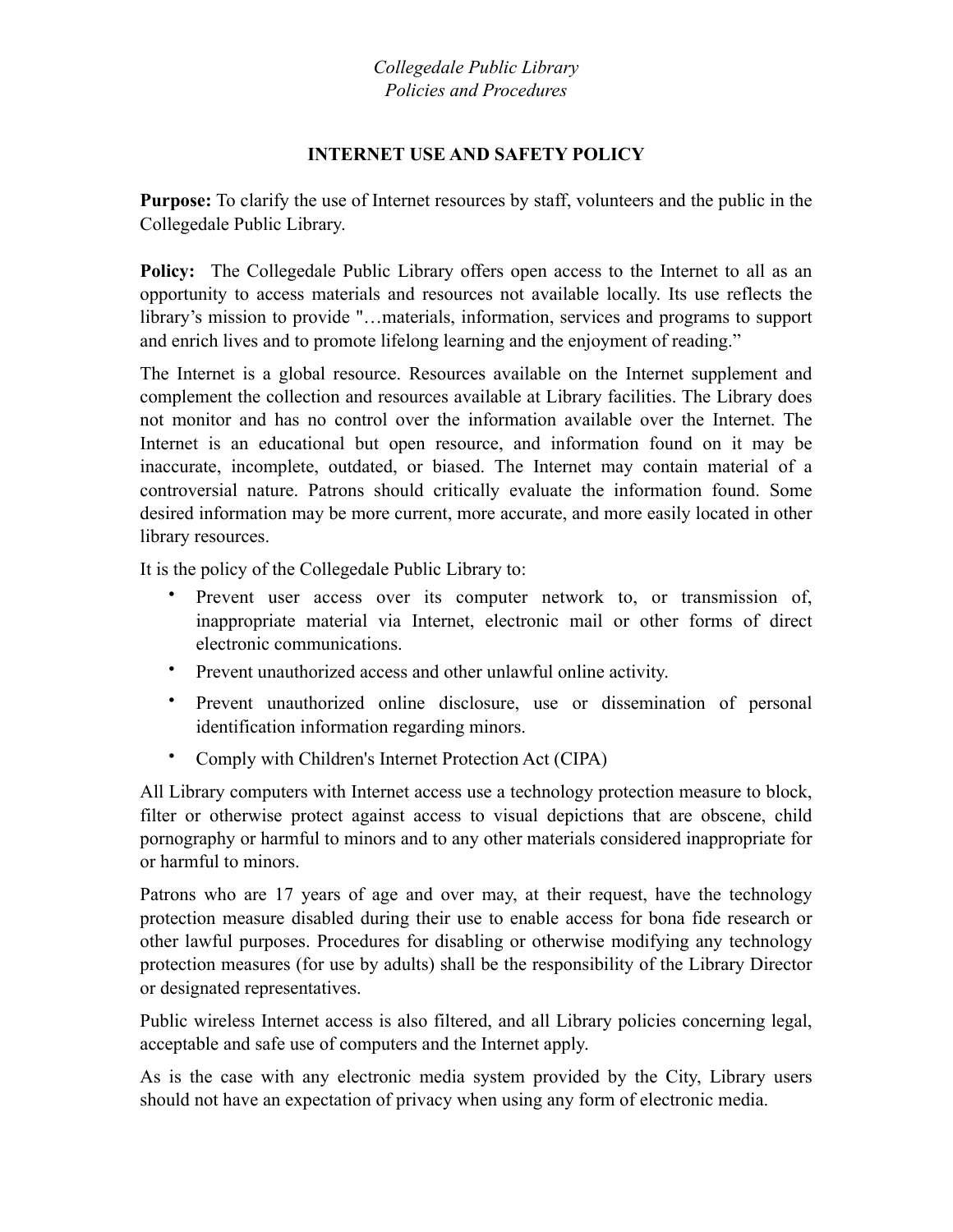*Collegedale Public Library*
*Policies and Procedures*

## INTERNET USE AND SAFETY POLICY

**Purpose:** To clarify the use of Internet resources by staff, volunteers and the public in the Collegedale Public Library.

**Policy:** The Collegedale Public Library offers open access to the Internet to all as an opportunity to access materials and resources not available locally. Its use reflects the library's mission to provide "…materials, information, services and programs to support and enrich lives and to promote lifelong learning and the enjoyment of reading."

The Internet is a global resource. Resources available on the Internet supplement and complement the collection and resources available at Library facilities. The Library does not monitor and has no control over the information available over the Internet. The Internet is an educational but open resource, and information found on it may be inaccurate, incomplete, outdated, or biased. The Internet may contain material of a controversial nature. Patrons should critically evaluate the information found. Some desired information may be more current, more accurate, and more easily located in other library resources.

It is the policy of the Collegedale Public Library to:

- Prevent user access over its computer network to, or transmission of, inappropriate material via Internet, electronic mail or other forms of direct electronic communications.
- Prevent unauthorized access and other unlawful online activity.
- Prevent unauthorized online disclosure, use or dissemination of personal identification information regarding minors.
- Comply with Children's Internet Protection Act (CIPA)

All Library computers with Internet access use a technology protection measure to block, filter or otherwise protect against access to visual depictions that are obscene, child pornography or harmful to minors and to any other materials considered inappropriate for or harmful to minors.

Patrons who are 17 years of age and over may, at their request, have the technology protection measure disabled during their use to enable access for bona fide research or other lawful purposes. Procedures for disabling or otherwise modifying any technology protection measures (for use by adults) shall be the responsibility of the Library Director or designated representatives.

Public wireless Internet access is also filtered, and all Library policies concerning legal, acceptable and safe use of computers and the Internet apply.

As is the case with any electronic media system provided by the City, Library users should not have an expectation of privacy when using any form of electronic media.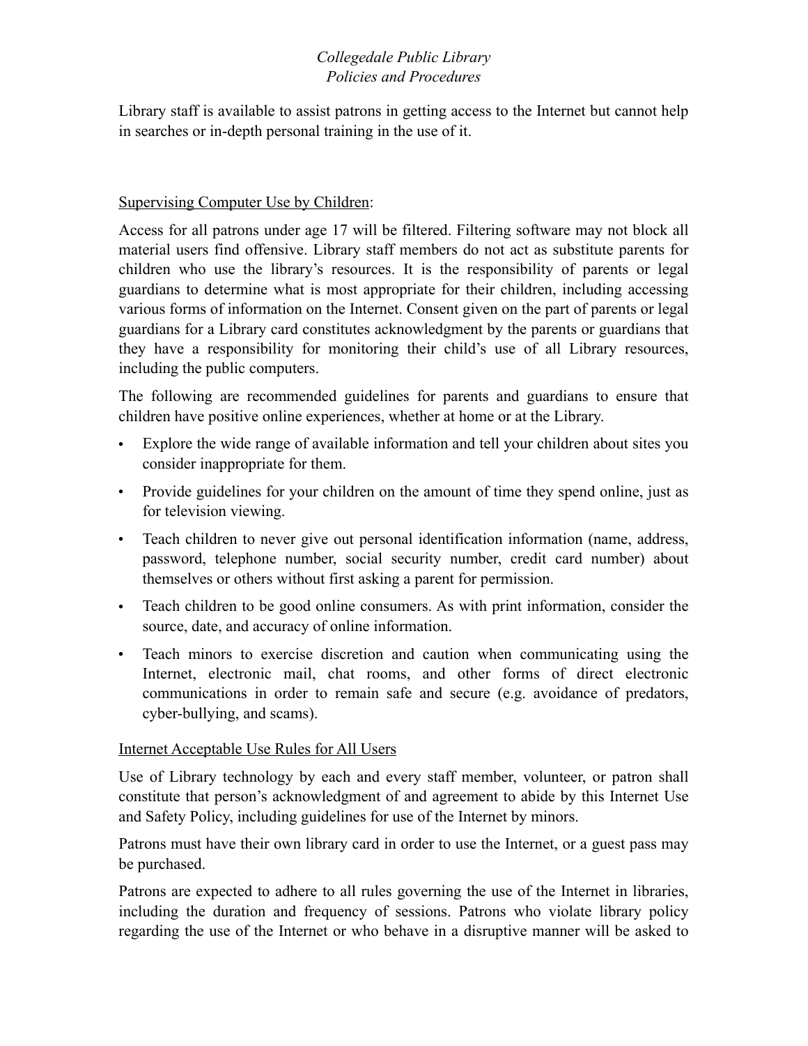Library staff is available to assist patrons in getting access to the Internet but cannot help in searches or in-depth personal training in the use of it.

Supervising Computer Use by Children:

Access for all patrons under age 17 will be filtered. Filtering software may not block all material users find offensive. Library staff members do not act as substitute parents for children who use the library's resources. It is the responsibility of parents or legal guardians to determine what is most appropriate for their children, including accessing various forms of information on the Internet. Consent given on the part of parents or legal guardians for a Library card constitutes acknowledgment by the parents or guardians that they have a responsibility for monitoring their child's use of all Library resources, including the public computers.

The following are recommended guidelines for parents and guardians to ensure that children have positive online experiences, whether at home or at the Library.

- Explore the wide range of available information and tell your children about sites you consider inappropriate for them.
- Provide guidelines for your children on the amount of time they spend online, just as for television viewing.
- Teach children to never give out personal identification information (name, address, password, telephone number, social security number, credit card number) about themselves or others without first asking a parent for permission.
- Teach children to be good online consumers. As with print information, consider the source, date, and accuracy of online information.
- Teach minors to exercise discretion and caution when communicating using the Internet, electronic mail, chat rooms, and other forms of direct electronic communications in order to remain safe and secure (e.g. avoidance of predators, cyber-bullying, and scams).

Internet Acceptable Use Rules for All Users

Use of Library technology by each and every staff member, volunteer, or patron shall constitute that person's acknowledgment of and agreement to abide by this Internet Use and Safety Policy, including guidelines for use of the Internet by minors.

Patrons must have their own library card in order to use the Internet, or a guest pass may be purchased.

Patrons are expected to adhere to all rules governing the use of the Internet in libraries, including the duration and frequency of sessions. Patrons who violate library policy regarding the use of the Internet or who behave in a disruptive manner will be asked to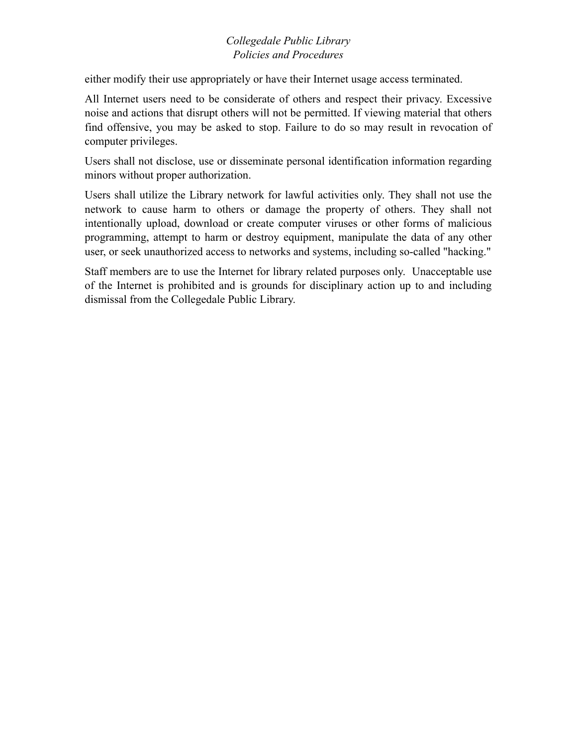either modify their use appropriately or have their Internet usage access terminated.

All Internet users need to be considerate of others and respect their privacy. Excessive noise and actions that disrupt others will not be permitted. If viewing material that others find offensive, you may be asked to stop. Failure to do so may result in revocation of computer privileges.

Users shall not disclose, use or disseminate personal identification information regarding minors without proper authorization.

Users shall utilize the Library network for lawful activities only. They shall not use the network to cause harm to others or damage the property of others. They shall not intentionally upload, download or create computer viruses or other forms of malicious programming, attempt to harm or destroy equipment, manipulate the data of any other user, or seek unauthorized access to networks and systems, including so-called "hacking."

Staff members are to use the Internet for library related purposes only. Unacceptable use of the Internet is prohibited and is grounds for disciplinary action up to and including dismissal from the Collegedale Public Library.